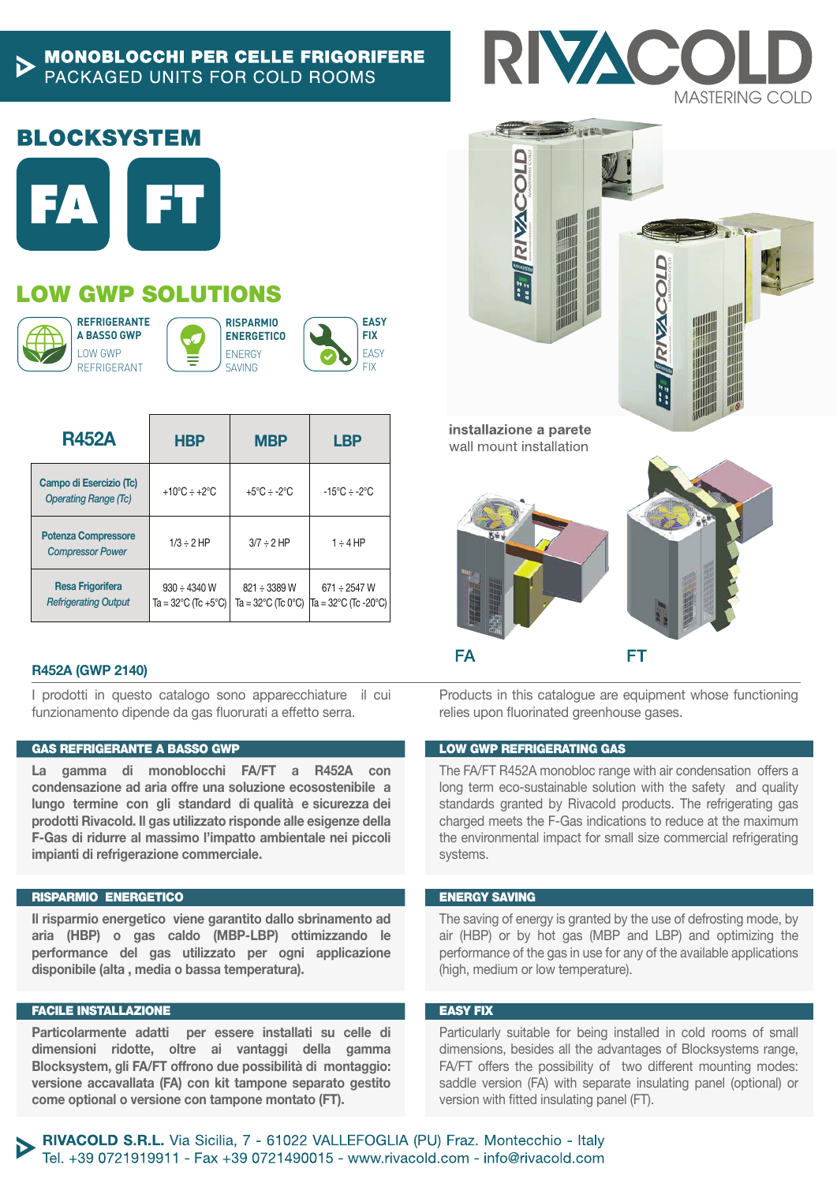# MONOBLOCCHI PER CELLE FRIGORIFERE
PACKAGED UNITS FOR COLD ROOMS

RIVACOLD
MASTERING COLD

## BLOCKSYSTEM

**FA** **FT**

## LOW GWP SOLUTIONS

**REFRIGERANTE A BASSO GWP**
LOW GWP REFRIGERANT

**RISPARMIO ENERGETICO**
ENERGY SAVING

**EASY FIX**
EASY FIX

| R452A | HBP | MBP | LBP |
|---|---|---|---|
| Campo di Esercizio (Tc) *Operating Range (Tc)* | +10°C ÷ +2°C | +5°C ÷ -2°C | -15°C ÷ -2°C |
| Potenza Compressore *Compressor Power* | 1/3 ÷ 2 HP | 3/7 ÷ 2 HP | 1 ÷ 4 HP |
| Resa Frigorifera *Refrigerating Output* | 930 ÷ 4340 W Ta = 32°C (Tc +5°C) | 821 ÷ 3389 W Ta = 32°C (Tc 0°C) | 671 ÷ 2547 W Ta = 32°C (Tc -20°C) |

**installazione a parete**
wall mount installation

FA FT

**R452A (GWP 2140)**

I prodotti in questo catalogo sono apparecchiature il cui funzionamento dipende da gas fluorurati a effetto serra.

Products in this catalogue are equipment whose functioning relies upon fluorinated greenhouse gases.

### GAS REFRIGERANTE A BASSO GWP

**La gamma di monoblocchi FA/FT a R452A con condensazione ad aria offre una soluzione ecosostenibile a lungo termine con gli standard di qualità e sicurezza dei prodotti Rivacold. Il gas utilizzato risponde alle esigenze della F-Gas di ridurre al massimo l'impatto ambientale nei piccoli impianti di refrigerazione commerciale.**

### LOW GWP REFRIGERATING GAS

The FA/FT R452A monobloc range with air condensation offers a long term eco-sustainable solution with the safety and quality standards granted by Rivacold products. The refrigerating gas charged meets the F-Gas indications to reduce at the maximum the environmental impact for small size commercial refrigerating systems.

### RISPARMIO ENERGETICO

**Il risparmio energetico viene garantito dallo sbrinamento ad aria (HBP) o gas caldo (MBP-LBP) ottimizzando le performance del gas utilizzato per ogni applicazione disponibile (alta , media o bassa temperatura).**

### ENERGY SAVING

The saving of energy is granted by the use of defrosting mode, by air (HBP) or by hot gas (MBP and LBP) and optimizing the performance of the gas in use for any of the available applications (high, medium or low temperature).

### FACILE INSTALLAZIONE

**Particolarmente adatti per essere installati su celle di dimensioni ridotte, oltre ai vantaggi della gamma Blocksystem, gli FA/FT offrono due possibilità di montaggio: versione accavallata (FA) con kit tampone separato gestito come optional o versione con tampone montato (FT).**

### EASY FIX

Particularly suitable for being installed in cold rooms of small dimensions, besides all the advantages of Blocksystems range, FA/FT offers the possibility of two different mounting modes: saddle version (FA) with separate insulating panel (optional) or version with fitted insulating panel (FT).

**RIVACOLD S.R.L.** Via Sicilia, 7 - 61022 VALLEFOGLIA (PU) Fraz. Montecchio - Italy
Tel. +39 0721919911 - Fax +39 0721490015 - www.rivacold.com - info@rivacold.com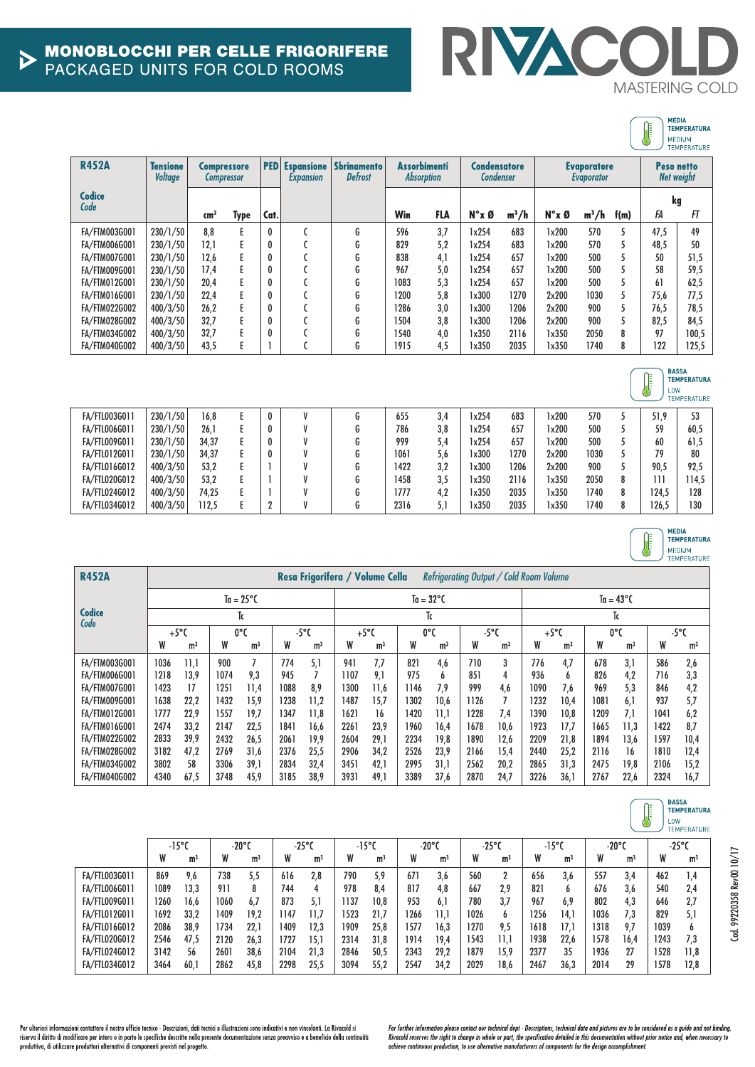# MONOBLOCCHI PER CELLE FRIGORIFERE
PACKAGED UNITS FOR COLD ROOMS

RIVACOLD MASTERING COLD

MEDIA TEMPERATURA / MEDIUM TEMPERATURE

| R452A Codice / Code | Tensione / Voltage | Compressore / Compressor cm³ | Compressore / Compressor Type | PED Cat. | Espansione / Expansion | Sbrinamento / Defrost | Assorbimenti / Absorption Win | Assorbimenti / Absorption FLA | Condensatore / Condenser N°x Ø | Condensatore / Condenser m³/h | Evaporatore / Evaporator N°x Ø | Evaporatore / Evaporator m³/h | Evaporatore / Evaporator f(m) | Peso netto / Net weight kg FA | Peso netto / Net weight kg FT |
|---|---|---|---|---|---|---|---|---|---|---|---|---|---|---|---|
| FA/FTM003G001 | 230/1/50 | 8,8 | E | 0 | C | G | 596 | 3,7 | 1x254 | 683 | 1x200 | 570 | 5 | 47,5 | 49 |
| FA/FTM006G001 | 230/1/50 | 12,1 | E | 0 | C | G | 829 | 5,2 | 1x254 | 683 | 1x200 | 570 | 5 | 48,5 | 50 |
| FA/FTM007G001 | 230/1/50 | 12,6 | E | 0 | C | G | 838 | 4,1 | 1x254 | 657 | 1x200 | 500 | 5 | 50 | 51,5 |
| FA/FTM009G001 | 230/1/50 | 17,4 | E | 0 | C | G | 967 | 5,0 | 1x254 | 657 | 1x200 | 500 | 5 | 58 | 59,5 |
| FA/FTM012G001 | 230/1/50 | 20,4 | E | 0 | C | G | 1083 | 5,3 | 1x254 | 657 | 1x200 | 500 | 5 | 61 | 62,5 |
| FA/FTM016G001 | 230/1/50 | 22,4 | E | 0 | C | G | 1200 | 5,8 | 1x300 | 1270 | 2x200 | 1030 | 5 | 75,6 | 77,5 |
| FA/FTM022G002 | 400/3/50 | 26,2 | E | 0 | C | G | 1286 | 3,0 | 1x300 | 1206 | 2x200 | 900 | 5 | 76,5 | 78,5 |
| FA/FTM028G002 | 400/3/50 | 32,7 | E | 0 | C | G | 1504 | 3,8 | 1x300 | 1206 | 2x200 | 900 | 5 | 82,5 | 84,5 |
| FA/FTM034G002 | 400/3/50 | 32,7 | E | 0 | C | G | 1540 | 4,0 | 1x350 | 2116 | 1x350 | 2050 | 8 | 97 | 100,5 |
| FA/FTM040G002 | 400/3/50 | 43,5 | E | 1 | C | G | 1915 | 4,5 | 1x350 | 2035 | 1x350 | 1740 | 8 | 122 | 125,5 |

BASSA TEMPERATURA / LOW TEMPERATURE

| Codice / Code | Tensione / Voltage | cm³ | Type | Cat. | Espansione / Expansion | Sbrinamento / Defrost | Win | FLA | N°x Ø | m³/h | N°x Ø | m³/h | f(m) | FA | FT |
|---|---|---|---|---|---|---|---|---|---|---|---|---|---|---|---|
| FA/FTL003G011 | 230/1/50 | 16,8 | E | 0 | V | G | 655 | 3,4 | 1x254 | 683 | 1x200 | 570 | 5 | 51,9 | 53 |
| FA/FTL006G011 | 230/1/50 | 26,1 | E | 0 | V | G | 786 | 3,8 | 1x254 | 657 | 1x200 | 500 | 5 | 59 | 60,5 |
| FA/FTL009G011 | 230/1/50 | 34,37 | E | 0 | V | G | 999 | 5,4 | 1x254 | 657 | 1x200 | 500 | 5 | 60 | 61,5 |
| FA/FTL012G011 | 230/1/50 | 34,37 | E | 0 | V | G | 1061 | 5,6 | 1x300 | 1270 | 2x200 | 1030 | 5 | 79 | 80 |
| FA/FTL016G012 | 400/3/50 | 53,2 | E | 1 | V | G | 1422 | 3,2 | 1x300 | 1206 | 2x200 | 900 | 5 | 90,5 | 92,5 |
| FA/FTL020G012 | 400/3/50 | 53,2 | E | 1 | V | G | 1458 | 3,5 | 1x350 | 2116 | 1x350 | 2050 | 8 | 111 | 114,5 |
| FA/FTL024G012 | 400/3/50 | 74,25 | E | 1 | V | G | 1777 | 4,2 | 1x350 | 2035 | 1x350 | 1740 | 8 | 124,5 | 128 |
| FA/FTL034G012 | 400/3/50 | 112,5 | E | 2 | V | G | 2316 | 5,1 | 1x350 | 2035 | 1x350 | 1740 | 8 | 126,5 | 130 |

MEDIA TEMPERATURA / MEDIUM TEMPERATURE

**Resa Frigorifera / Volume Cella** — *Refrigerating Output / Cold Room Volume*

| R452A Codice / Code | Ta = 25°C Tc +5°C W | m³ | 0°C W | m³ | -5°C W | m³ | Ta = 32°C Tc +5°C W | m³ | 0°C W | m³ | -5°C W | m³ | Ta = 43°C Tc +5°C W | m³ | 0°C W | m³ | -5°C W | m³ |
|---|---|---|---|---|---|---|---|---|---|---|---|---|---|---|---|---|---|---|
| FA/FTM003G001 | 1036 | 11,1 | 900 | 7 | 774 | 5,1 | 941 | 7,7 | 821 | 4,6 | 710 | 3 | 776 | 4,7 | 678 | 3,1 | 586 | 2,6 |
| FA/FTM006G001 | 1218 | 13,9 | 1074 | 9,3 | 945 | 7 | 1107 | 9,1 | 975 | 6 | 851 | 4 | 936 | 6 | 826 | 4,2 | 716 | 3,3 |
| FA/FTM007G001 | 1423 | 17 | 1251 | 11,4 | 1088 | 8,9 | 1300 | 11,6 | 1146 | 7,9 | 999 | 4,6 | 1090 | 7,6 | 969 | 5,3 | 846 | 4,2 |
| FA/FTM009G001 | 1638 | 22,2 | 1432 | 15,9 | 1238 | 11,2 | 1487 | 15,7 | 1302 | 10,6 | 1126 | 7 | 1232 | 10,4 | 1081 | 6,1 | 937 | 5,7 |
| FA/FTM012G001 | 1777 | 22,9 | 1557 | 19,7 | 1347 | 11,8 | 1621 | 16 | 1420 | 11,1 | 1228 | 7,4 | 1390 | 10,8 | 1209 | 7,1 | 1041 | 6,2 |
| FA/FTM016G001 | 2474 | 33,2 | 2147 | 22,5 | 1841 | 16,6 | 2261 | 23,9 | 1960 | 16,4 | 1678 | 10,6 | 1923 | 17,7 | 1665 | 11,3 | 1422 | 8,7 |
| FA/FTM022G002 | 2833 | 39,9 | 2432 | 26,5 | 2061 | 19,9 | 2604 | 29,1 | 2234 | 19,8 | 1890 | 12,6 | 2209 | 21,8 | 1894 | 13,6 | 1597 | 10,4 |
| FA/FTM028G002 | 3182 | 47,2 | 2769 | 31,6 | 2376 | 25,5 | 2906 | 34,2 | 2526 | 23,9 | 2166 | 15,4 | 2440 | 25,2 | 2116 | 16 | 1810 | 12,4 |
| FA/FTM034G002 | 3802 | 58 | 3306 | 39,1 | 2834 | 32,4 | 3451 | 42,1 | 2995 | 31,1 | 2562 | 20,2 | 2865 | 31,3 | 2475 | 19,8 | 2106 | 15,2 |
| FA/FTM040G002 | 4340 | 67,5 | 3748 | 45,9 | 3185 | 38,9 | 3931 | 49,1 | 3389 | 37,6 | 2870 | 24,7 | 3226 | 36,1 | 2767 | 22,6 | 2324 | 16,7 |

BASSA TEMPERATURA / LOW TEMPERATURE

| Codice / Code | Ta = 25°C -15°C W | m³ | -20°C W | m³ | -25°C W | m³ | Ta = 32°C -15°C W | m³ | -20°C W | m³ | -25°C W | m³ | Ta = 43°C -15°C W | m³ | -20°C W | m³ | -25°C W | m³ |
|---|---|---|---|---|---|---|---|---|---|---|---|---|---|---|---|---|---|---|
| FA/FTL003G011 | 869 | 9,6 | 738 | 5,5 | 616 | 2,8 | 790 | 5,9 | 671 | 3,6 | 560 | 2 | 656 | 3,6 | 557 | 3,4 | 462 | 1,4 |
| FA/FTL006G011 | 1089 | 13,3 | 911 | 8 | 744 | 4 | 978 | 8,4 | 817 | 4,8 | 667 | 2,9 | 821 | 6 | 676 | 3,6 | 540 | 2,4 |
| FA/FTL009G011 | 1260 | 16,6 | 1060 | 6,7 | 873 | 5,1 | 1137 | 10,8 | 953 | 6,1 | 780 | 3,7 | 967 | 6,9 | 802 | 4,3 | 646 | 2,7 |
| FA/FTL012G011 | 1692 | 33,2 | 1409 | 19,2 | 1147 | 11,7 | 1523 | 21,7 | 1266 | 11,1 | 1026 | 6 | 1256 | 14,1 | 1036 | 7,3 | 829 | 5,1 |
| FA/FTL016G012 | 2086 | 38,9 | 1734 | 22,1 | 1409 | 12,3 | 1909 | 25,8 | 1577 | 16,3 | 1270 | 9,5 | 1618 | 17,1 | 1318 | 9,7 | 1039 | 6 |
| FA/FTL020G012 | 2546 | 47,5 | 2120 | 26,3 | 1727 | 15,1 | 2314 | 31,8 | 1914 | 19,4 | 1543 | 11,1 | 1938 | 22,6 | 1578 | 16,4 | 1243 | 7,3 |
| FA/FTL024G012 | 3142 | 56 | 2601 | 38,6 | 2104 | 21,3 | 2846 | 50,5 | 2343 | 29,2 | 1879 | 15,9 | 2377 | 35 | 1936 | 27 | 1528 | 11,8 |
| FA/FTL034G012 | 3464 | 60,1 | 2862 | 45,8 | 2298 | 25,5 | 3094 | 55,2 | 2547 | 34,2 | 2029 | 18,6 | 2467 | 36,3 | 2014 | 29 | 1578 | 12,8 |

Cod. 99220358 Rev00 10/17

Per ulteriori informazioni contattare il nostro ufficio tecnico - Descrizioni, dati tecnici e illustrazioni sono indicativi e non vincolanti. La Rivacold si riserva il diritto di modificare per intero o in parte le specifiche descritte nella presente documentazione senza preavviso e a beneficio della continuità produttiva, di utilizzare produttori alternativi di componenti previsti nel progetto.

*For further information please contact our technical dept - Descriptions, technical data and pictures are to be considered as a guide and not binding. Rivacold reserves the right to change in whole or part, the specification detailed in this documentation without prior notice and, when necessary to achieve continuous production, to use alternative manufacturers of components for the design accomplishment.*